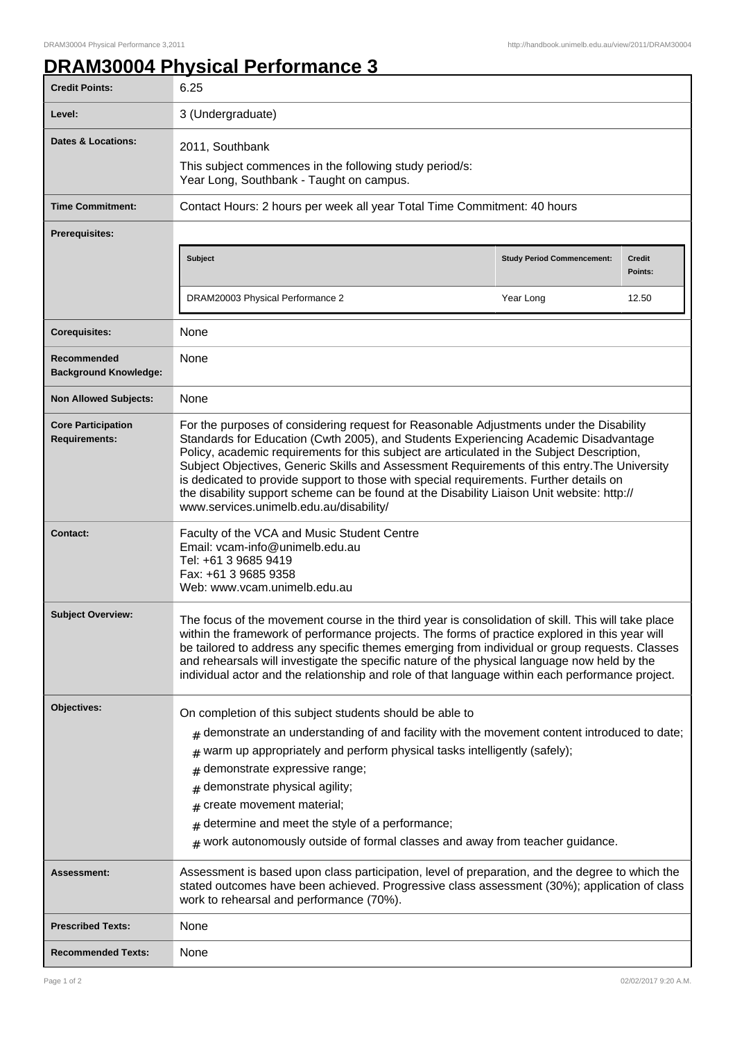# DRAM30004 Physical Performance 3

| | |
|---|---|
| **Credit Points:** | 6.25 |
| **Level:** | 3 (Undergraduate) |
| **Dates & Locations:** | 2011, Southbank<br>This subject commences in the following study period/s:<br>Year Long, Southbank - Taught on campus. |
| **Time Commitment:** | Contact Hours: 2 hours per week all year Total Time Commitment: 40 hours |
| **Prerequisites:** | **Subject**: DRAM20003 Physical Performance 2 — **Study Period Commencement**: Year Long — **Credit Points**: 12.50 |
| **Corequisites:** | None |
| **Recommended Background Knowledge:** | None |
| **Non Allowed Subjects:** | None |
| **Core Participation Requirements:** | For the purposes of considering request for Reasonable Adjustments under the Disability Standards for Education (Cwth 2005), and Students Experiencing Academic Disadvantage Policy, academic requirements for this subject are articulated in the Subject Description, Subject Objectives, Generic Skills and Assessment Requirements of this entry.The University is dedicated to provide support to those with special requirements. Further details on the disability support scheme can be found at the Disability Liaison Unit website: http://www.services.unimelb.edu.au/disability/ |
| **Contact:** | Faculty of the VCA and Music Student Centre<br>Email: vcam-info@unimelb.edu.au<br>Tel: +61 3 9685 9419<br>Fax: +61 3 9685 9358<br>Web: www.vcam.unimelb.edu.au |
| **Subject Overview:** | The focus of the movement course in the third year is consolidation of skill. This will take place within the framework of performance projects. The forms of practice explored in this year will be tailored to address any specific themes emerging from individual or group requests. Classes and rehearsals will investigate the specific nature of the physical language now held by the individual actor and the relationship and role of that language within each performance project. |
| **Objectives:** | On completion of this subject students should be able to<br># demonstrate an understanding of and facility with the movement content introduced to date;<br># warm up appropriately and perform physical tasks intelligently (safely);<br># demonstrate expressive range;<br># demonstrate physical agility;<br># create movement material;<br># determine and meet the style of a performance;<br># work autonomously outside of formal classes and away from teacher guidance. |
| **Assessment:** | Assessment is based upon class participation, level of preparation, and the degree to which the stated outcomes have been achieved. Progressive class assessment (30%); application of class work to rehearsal and performance (70%). |
| **Prescribed Texts:** | None |
| **Recommended Texts:** | None |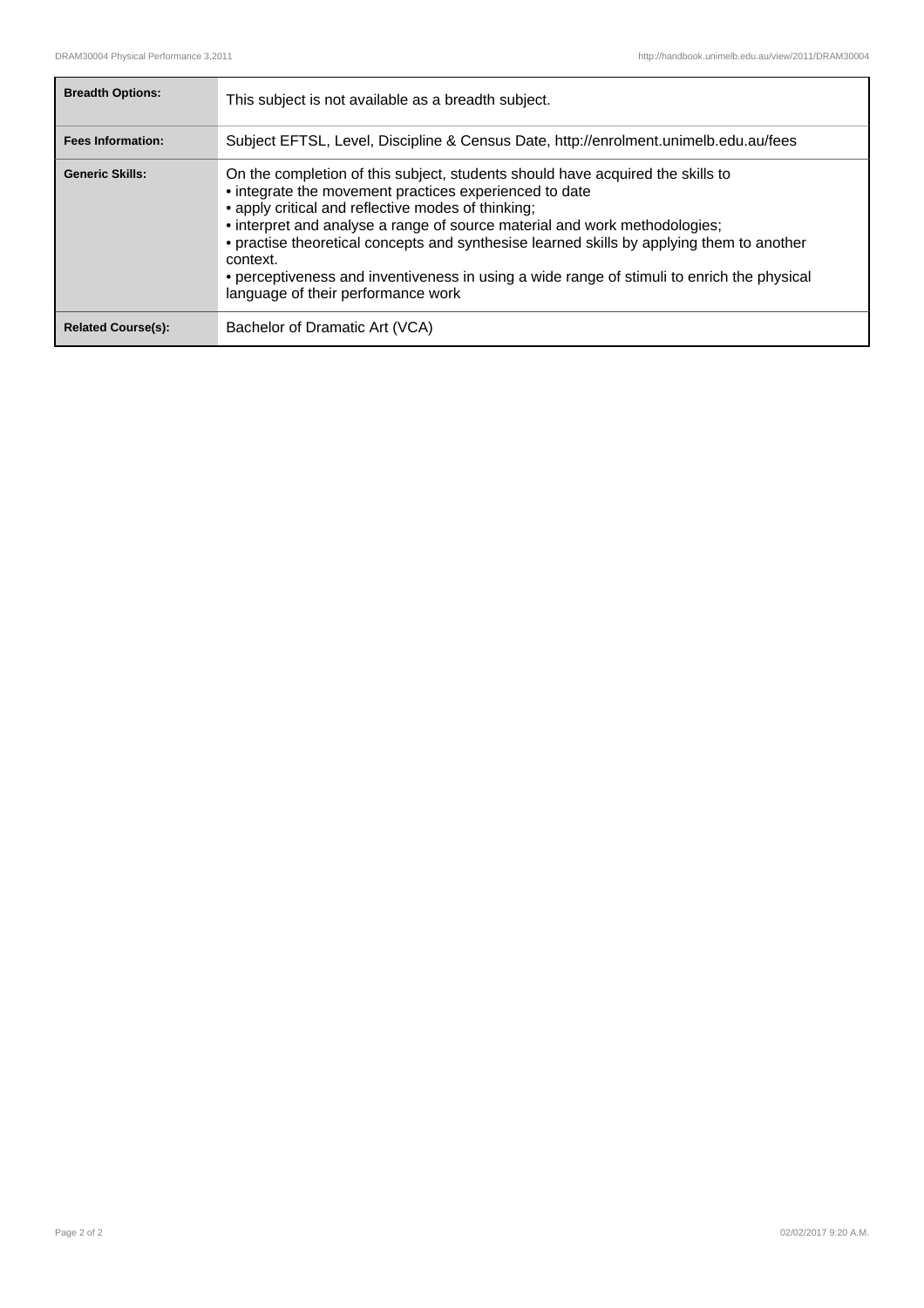| | |
|---|---|
| **Breadth Options:** | This subject is not available as a breadth subject. |
| **Fees Information:** | Subject EFTSL, Level, Discipline & Census Date, http://enrolment.unimelb.edu.au/fees |
| **Generic Skills:** | On the completion of this subject, students should have acquired the skills to<br>• integrate the movement practices experienced to date<br>• apply critical and reflective modes of thinking;<br>• interpret and analyse a range of source material and work methodologies;<br>• practise theoretical concepts and synthesise learned skills by applying them to another context.<br>• perceptiveness and inventiveness in using a wide range of stimuli to enrich the physical language of their performance work |
| **Related Course(s):** | Bachelor of Dramatic Art (VCA) |